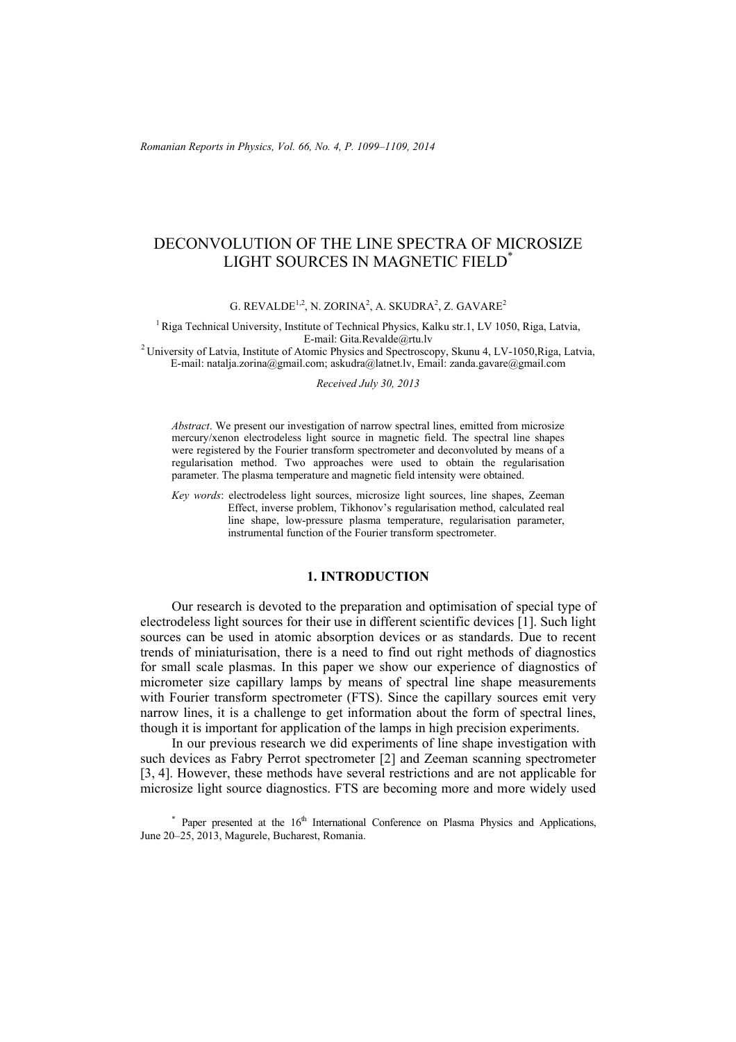# DECONVOLUTION OF THE LINE SPECTRA OF MICROSIZE LIGHT SOURCES IN MAGNETIC FIELD*

G. REVALDE[1,2], N. ZORINA[2], A. SKUDRA[2], Z. GAVARE[2]

[1] Riga Technical University, Institute of Technical Physics, Kalku str.1, LV 1050, Riga, Latvia, E-mail: Gita.Revalde@rtu.lv

[2] University of Latvia, Institute of Atomic Physics and Spectroscopy, Skunu 4, LV-1050,Riga, Latvia, E-mail: natalja.zorina@gmail.com; askudra@latnet.lv, Email: zanda.gavare@gmail.com

*Received July 30, 2013*

*Abstract*. We present our investigation of narrow spectral lines, emitted from microsize mercury/xenon electrodeless light source in magnetic field. The spectral line shapes were registered by the Fourier transform spectrometer and deconvoluted by means of a regularisation method. Two approaches were used to obtain the regularisation parameter. The plasma temperature and magnetic field intensity were obtained.

*Key words*: electrodeless light sources, microsize light sources, line shapes, Zeeman Effect, inverse problem, Tikhonov's regularisation method, calculated real line shape, low-pressure plasma temperature, regularisation parameter, instrumental function of the Fourier transform spectrometer.

## 1. INTRODUCTION

Our research is devoted to the preparation and optimisation of special type of electrodeless light sources for their use in different scientific devices [1]. Such light sources can be used in atomic absorption devices or as standards. Due to recent trends of miniaturisation, there is a need to find out right methods of diagnostics for small scale plasmas. In this paper we show our experience of diagnostics of micrometer size capillary lamps by means of spectral line shape measurements with Fourier transform spectrometer (FTS). Since the capillary sources emit very narrow lines, it is a challenge to get information about the form of spectral lines, though it is important for application of the lamps in high precision experiments.

In our previous research we did experiments of line shape investigation with such devices as Fabry Perrot spectrometer [2] and Zeeman scanning spectrometer [3, 4]. However, these methods have several restrictions and are not applicable for microsize light source diagnostics. FTS are becoming more and more widely used

* Paper presented at the 16th International Conference on Plasma Physics and Applications, June 20–25, 2013, Magurele, Bucharest, Romania.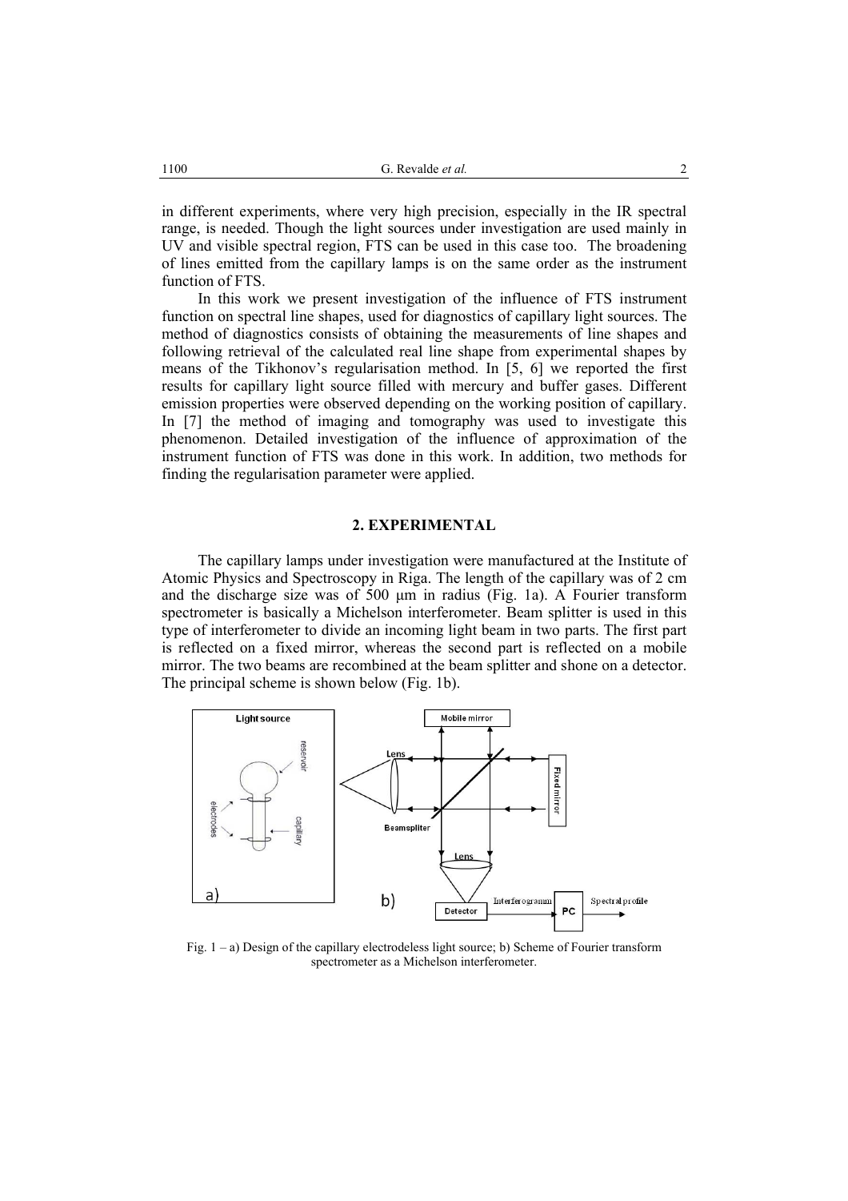in different experiments, where very high precision, especially in the IR spectral range, is needed. Though the light sources under investigation are used mainly in UV and visible spectral region, FTS can be used in this case too. The broadening of lines emitted from the capillary lamps is on the same order as the instrument function of FTS.

In this work we present investigation of the influence of FTS instrument function on spectral line shapes, used for diagnostics of capillary light sources. The method of diagnostics consists of obtaining the measurements of line shapes and following retrieval of the calculated real line shape from experimental shapes by means of the Tikhonov's regularisation method. In [5, 6] we reported the first results for capillary light source filled with mercury and buffer gases. Different emission properties were observed depending on the working position of capillary. In [7] the method of imaging and tomography was used to investigate this phenomenon. Detailed investigation of the influence of approximation of the instrument function of FTS was done in this work. In addition, two methods for finding the regularisation parameter were applied.

## 2. EXPERIMENTAL

The capillary lamps under investigation were manufactured at the Institute of Atomic Physics and Spectroscopy in Riga. The length of the capillary was of 2 cm and the discharge size was of 500 μm in radius (Fig. 1a). A Fourier transform spectrometer is basically a Michelson interferometer. Beam splitter is used in this type of interferometer to divide an incoming light beam in two parts. The first part is reflected on a fixed mirror, whereas the second part is reflected on a mobile mirror. The two beams are recombined at the beam splitter and shone on a detector. The principal scheme is shown below (Fig. 1b).

Fig. 1 – a) Design of the capillary electrodeless light source; b) Scheme of Fourier transform spectrometer as a Michelson interferometer.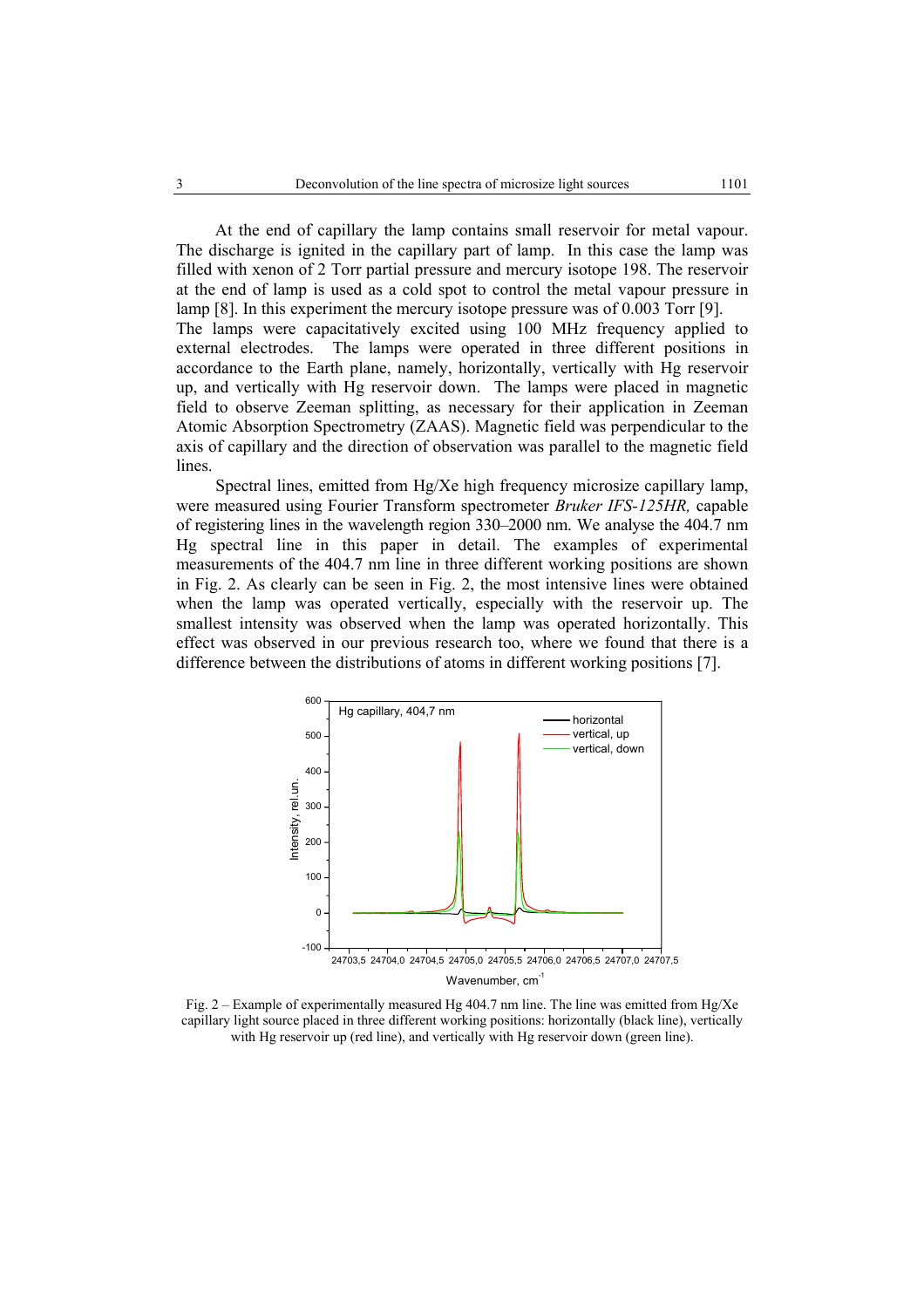At the end of capillary the lamp contains small reservoir for metal vapour. The discharge is ignited in the capillary part of lamp. In this case the lamp was filled with xenon of 2 Torr partial pressure and mercury isotope 198. The reservoir at the end of lamp is used as a cold spot to control the metal vapour pressure in lamp [8]. In this experiment the mercury isotope pressure was of 0.003 Torr [9].
The lamps were capacitatively excited using 100 MHz frequency applied to external electrodes. The lamps were operated in three different positions in accordance to the Earth plane, namely, horizontally, vertically with Hg reservoir up, and vertically with Hg reservoir down. The lamps were placed in magnetic field to observe Zeeman splitting, as necessary for their application in Zeeman Atomic Absorption Spectrometry (ZAAS). Magnetic field was perpendicular to the axis of capillary and the direction of observation was parallel to the magnetic field lines.

Spectral lines, emitted from Hg/Xe high frequency microsize capillary lamp, were measured using Fourier Transform spectrometer *Bruker IFS-125HR,* capable of registering lines in the wavelength region 330–2000 nm. We analyse the 404.7 nm Hg spectral line in this paper in detail. The examples of experimental measurements of the 404.7 nm line in three different working positions are shown in Fig. 2. As clearly can be seen in Fig. 2, the most intensive lines were obtained when the lamp was operated vertically, especially with the reservoir up. The smallest intensity was observed when the lamp was operated horizontally. This effect was observed in our previous research too, where we found that there is a difference between the distributions of atoms in different working positions [7].

Hg capillary, 404,7 nm
horizontal
vertical, up
vertical, down
Intensity, rel.un.
600
500
400
300
200
100
0
-100
24703,5 24704,0 24704,5 24705,0 24705,5 24706,0 24706,5 24707,0 24707,5
Wavenumber, $cm^{-1}$

Fig. 2 – Example of experimentally measured Hg 404.7 nm line. The line was emitted from Hg/Xe capillary light source placed in three different working positions: horizontally (black line), vertically with Hg reservoir up (red line), and vertically with Hg reservoir down (green line).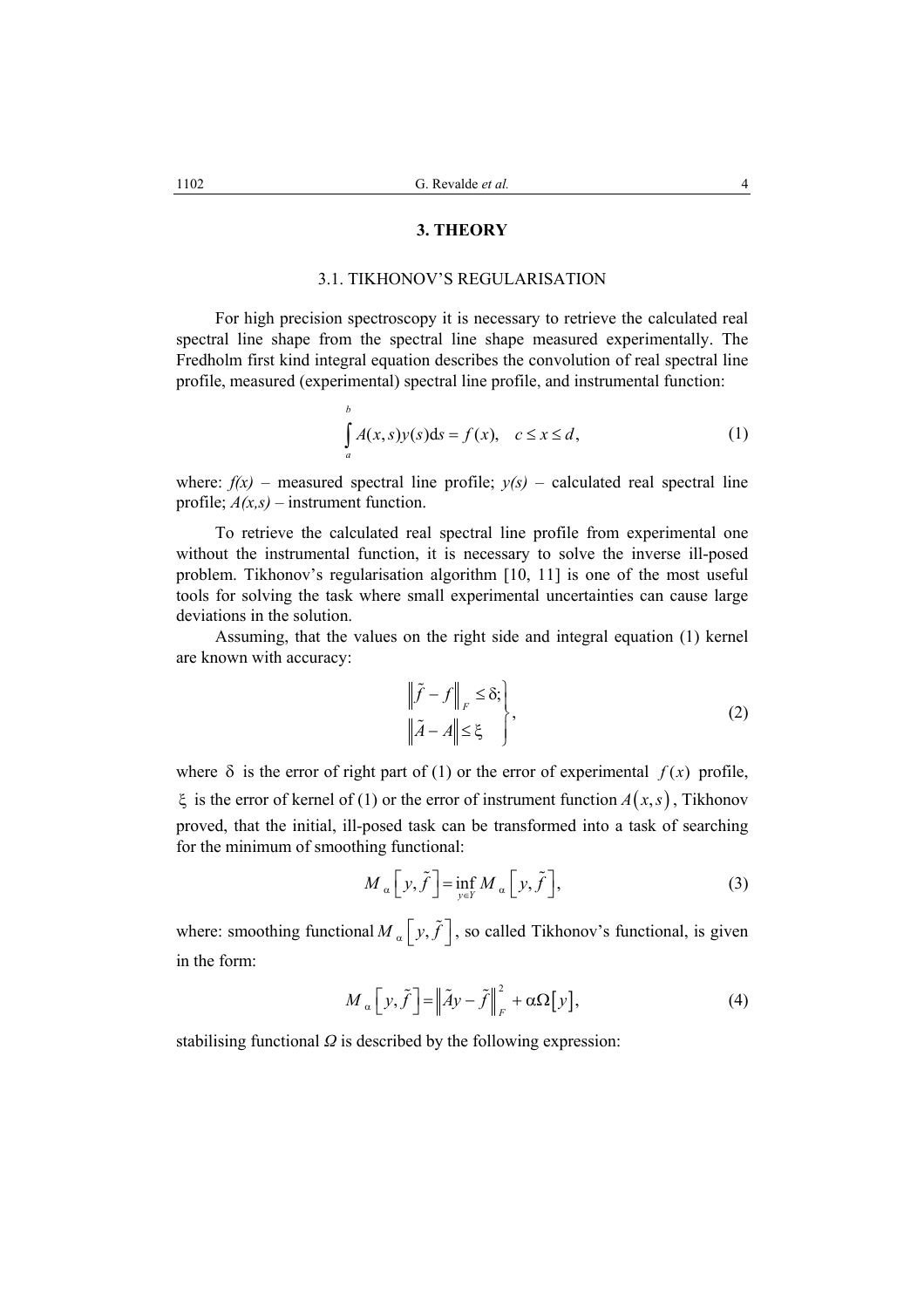## 3. THEORY

### 3.1. TIKHONOV'S REGULARISATION

For high precision spectroscopy it is necessary to retrieve the calculated real spectral line shape from the spectral line shape measured experimentally. The Fredholm first kind integral equation describes the convolution of real spectral line profile, measured (experimental) spectral line profile, and instrumental function:

$$\int_a^b A(x,s)y(s)\mathrm{d}s = f(x), \quad c \le x \le d, \tag{1}$$

where: *f(x)* – measured spectral line profile; *y(s)* – calculated real spectral line profile; *A(x,s)* – instrument function.

To retrieve the calculated real spectral line profile from experimental one without the instrumental function, it is necessary to solve the inverse ill-posed problem. Tikhonov's regularisation algorithm [10, 11] is one of the most useful tools for solving the task where small experimental uncertainties can cause large deviations in the solution.

Assuming, that the values on the right side and integral equation (1) kernel are known with accuracy:

$$\left.\begin{aligned} \left\|\tilde{f} - f\right\|_F &\le \delta; \\ \left\|\tilde{A} - A\right\| &\le \xi \end{aligned}\right\}, \tag{2}$$

where $\delta$ is the error of right part of (1) or the error of experimental $f(x)$ profile, $\xi$ is the error of kernel of (1) or the error of instrument function $A(x,s)$, Tikhonov proved, that the initial, ill-posed task can be transformed into a task of searching for the minimum of smoothing functional:

$$M_\alpha\left[y, \tilde{f}\right] = \inf_{y \in Y} M_\alpha\left[y, \tilde{f}\right], \tag{3}$$

where: smoothing functional $M_\alpha\left[y, \tilde{f}\right]$, so called Tikhonov's functional, is given in the form:

$$M_\alpha\left[y, \tilde{f}\right] = \left\|\tilde{A}y - \tilde{f}\right\|_F^2 + \alpha\Omega\left[y\right], \tag{4}$$

stabilising functional *Ω* is described by the following expression: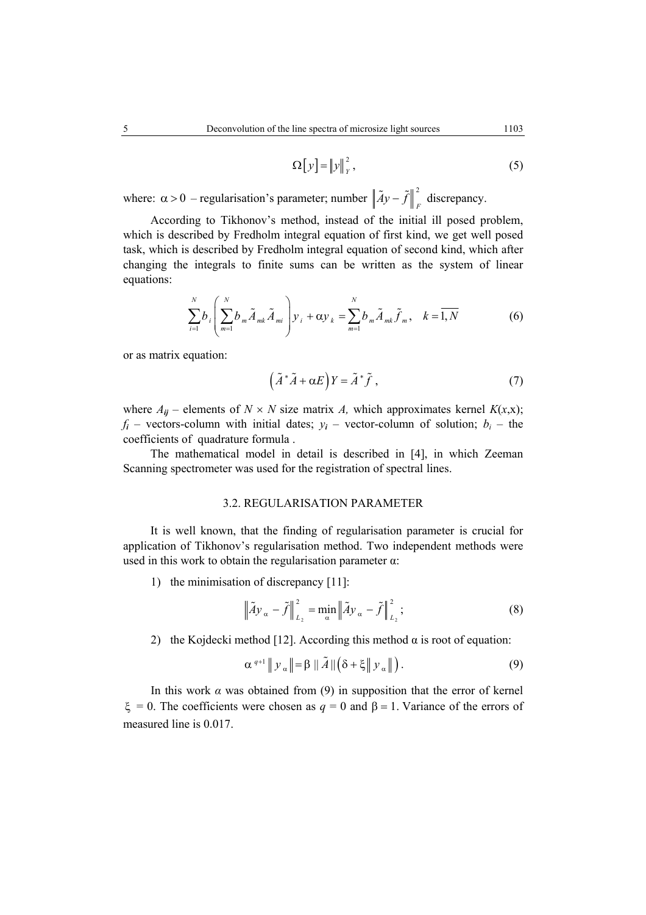$$\Omega\left[y\right]=\left\|y\right\|_{Y}^{2}, \tag{5}$$

where: $\alpha > 0$ – regularisation's parameter; number $\left\|\tilde{A}y-\tilde{f}\right\|_{F}^{2}$ discrepancy.

According to Tikhonov's method, instead of the initial ill posed problem, which is described by Fredholm integral equation of first kind, we get well posed task, which is described by Fredholm integral equation of second kind, which after changing the integrals to finite sums can be written as the system of linear equations:

$$\sum_{i=1}^{N} b_i \left( \sum_{m=1}^{N} b_m \tilde{A}_{mk} \tilde{A}_{mi} \right) y_i + \alpha y_k = \sum_{m=1}^{N} b_m \tilde{A}_{mk} \tilde{f}_m, \quad k = \overline{1, N} \tag{6}$$

or as matrix equation:

$$\left(\tilde{A}^* \tilde{A} + \alpha E\right) Y = \tilde{A}^* \tilde{f}, \tag{7}$$

where $A_{ij}$ – elements of $N \times N$ size matrix $A$, which approximates kernel $K(x,\mathrm{x})$; $f_i$ – vectors-column with initial dates; $y_i$ – vector-column of solution; $b_i$ – the coefficients of quadrature formula .

The mathematical model in detail is described in [4], in which Zeeman Scanning spectrometer was used for the registration of spectral lines.

### 3.2. REGULARISATION PARAMETER

It is well known, that the finding of regularisation parameter is crucial for application of Tikhonov's regularisation method. Two independent methods were used in this work to obtain the regularisation parameter α:

1) the minimisation of discrepancy [11]:

$$\left\|\tilde{A}y_{\alpha}-\tilde{f}\right\|_{L_2}^{2}=\min_{\alpha}\left\|\tilde{A}y_{\alpha}-\tilde{f}\right\|_{L_2}^{2}; \tag{8}$$

2) the Kojdecki method [12]. According this method α is root of equation:

$$\alpha^{q+1}\left\|y_{\alpha}\right\|=\beta\,\|\tilde{A}\|\left(\delta+\xi\left\|y_{\alpha}\right\|\right). \tag{9}$$

In this work $\alpha$ was obtained from (9) in supposition that the error of kernel $\xi = 0$. The coefficients were chosen as $q = 0$ and $\beta = 1$. Variance of the errors of measured line is 0.017.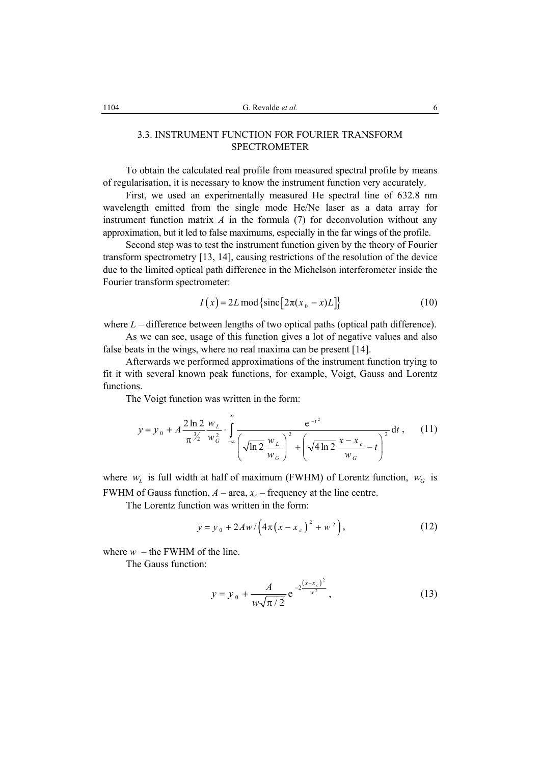### 3.3. INSTRUMENT FUNCTION FOR FOURIER TRANSFORM SPECTROMETER

To obtain the calculated real profile from measured spectral profile by means of regularisation, it is necessary to know the instrument function very accurately.

First, we used an experimentally measured He spectral line of 632.8 nm wavelength emitted from the single mode He/Ne laser as a data array for instrument function matrix $A$ in the formula (7) for deconvolution without any approximation, but it led to false maximums, especially in the far wings of the profile.

Second step was to test the instrument function given by the theory of Fourier transform spectrometry [13, 14], causing restrictions of the resolution of the device due to the limited optical path difference in the Michelson interferometer inside the Fourier transform spectrometer:

$$I(x) = 2L \bmod \{\operatorname{sinc}[2\pi(x_0 - x)L]\} \tag{10}$$

where $L$ – difference between lengths of two optical paths (optical path difference).

As we can see, usage of this function gives a lot of negative values and also false beats in the wings, where no real maxima can be present [14].

Afterwards we performed approximations of the instrument function trying to fit it with several known peak functions, for example, Voigt, Gauss and Lorentz functions.

The Voigt function was written in the form:

$$y = y_0 + A\frac{2\ln 2}{\pi^{3/2}}\frac{w_L}{w_G^2} \cdot \int_{-\infty}^{\infty} \frac{\mathrm{e}^{-t^2}}{\left(\sqrt{\ln 2}\,\frac{w_L}{w_G}\right)^2 + \left(\sqrt{4\ln 2}\,\frac{x - x_c}{w_G} - t\right)^2}\mathrm{d}t\,, \tag{11}$$

where $w_L$ is full width at half of maximum (FWHM) of Lorentz function, $w_G$ is FWHM of Gauss function, $A$ – area, $x_c$ – frequency at the line centre.

The Lorentz function was written in the form:

$$y = y_0 + 2Aw/\left(4\pi\left(x - x_c\right)^2 + w^2\right), \tag{12}$$

where $w$ – the FWHM of the line.

The Gauss function:

$$y = y_0 + \frac{A}{w\sqrt{\pi/2}}\mathrm{e}^{-2\frac{\left(x - x_c\right)^2}{w^2}}, \tag{13}$$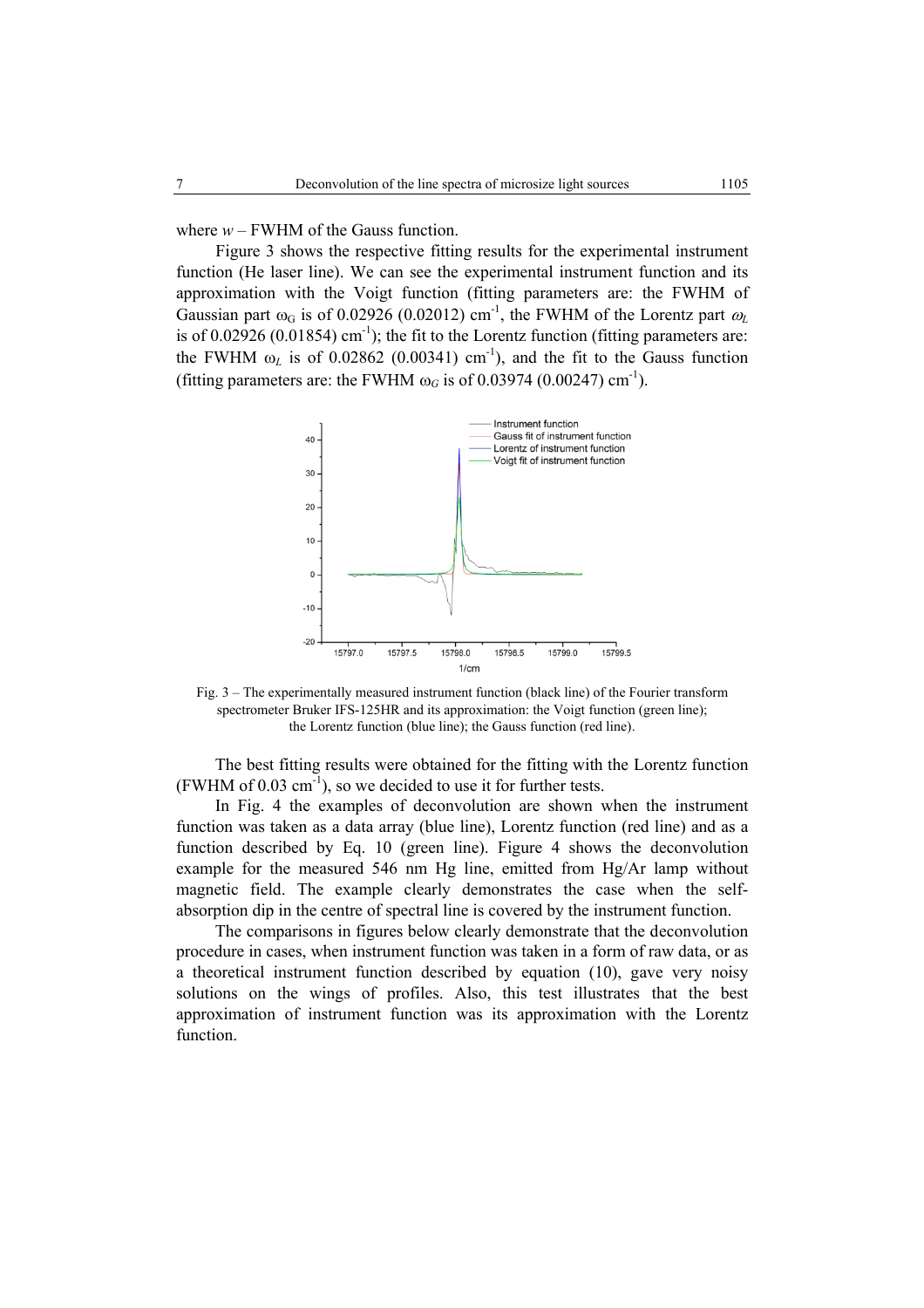where $w$ – FWHM of the Gauss function.

Figure 3 shows the respective fitting results for the experimental instrument function (He laser line). We can see the experimental instrument function and its approximation with the Voigt function (fitting parameters are: the FWHM of Gaussian part $\omega_G$ is of 0.02926 (0.02012) cm$^{-1}$, the FWHM of the Lorentz part $\omega_L$ is of 0.02926 (0.01854) cm$^{-1}$); the fit to the Lorentz function (fitting parameters are: the FWHM $\omega_L$ is of 0.02862 (0.00341) cm$^{-1}$), and the fit to the Gauss function (fitting parameters are: the FWHM $\omega_G$ is of 0.03974 (0.00247) cm$^{-1}$).

Instrument function
Gauss fit of instrument function
Lorentz of instrument function
Voigt fit of instrument function

40
30
20
10
0
-10
-20

15797.0 15797.5 15798.0 15798.5 15799.0 15799.5
1/cm

Fig. 3 – The experimentally measured instrument function (black line) of the Fourier transform spectrometer Bruker IFS-125HR and its approximation: the Voigt function (green line); the Lorentz function (blue line); the Gauss function (red line).

The best fitting results were obtained for the fitting with the Lorentz function (FWHM of 0.03 cm$^{-1}$), so we decided to use it for further tests.

In Fig. 4 the examples of deconvolution are shown when the instrument function was taken as a data array (blue line), Lorentz function (red line) and as a function described by Eq. 10 (green line). Figure 4 shows the deconvolution example for the measured 546 nm Hg line, emitted from Hg/Ar lamp without magnetic field. The example clearly demonstrates the case when the self-absorption dip in the centre of spectral line is covered by the instrument function.

The comparisons in figures below clearly demonstrate that the deconvolution procedure in cases, when instrument function was taken in a form of raw data, or as a theoretical instrument function described by equation (10), gave very noisy solutions on the wings of profiles. Also, this test illustrates that the best approximation of instrument function was its approximation with the Lorentz function.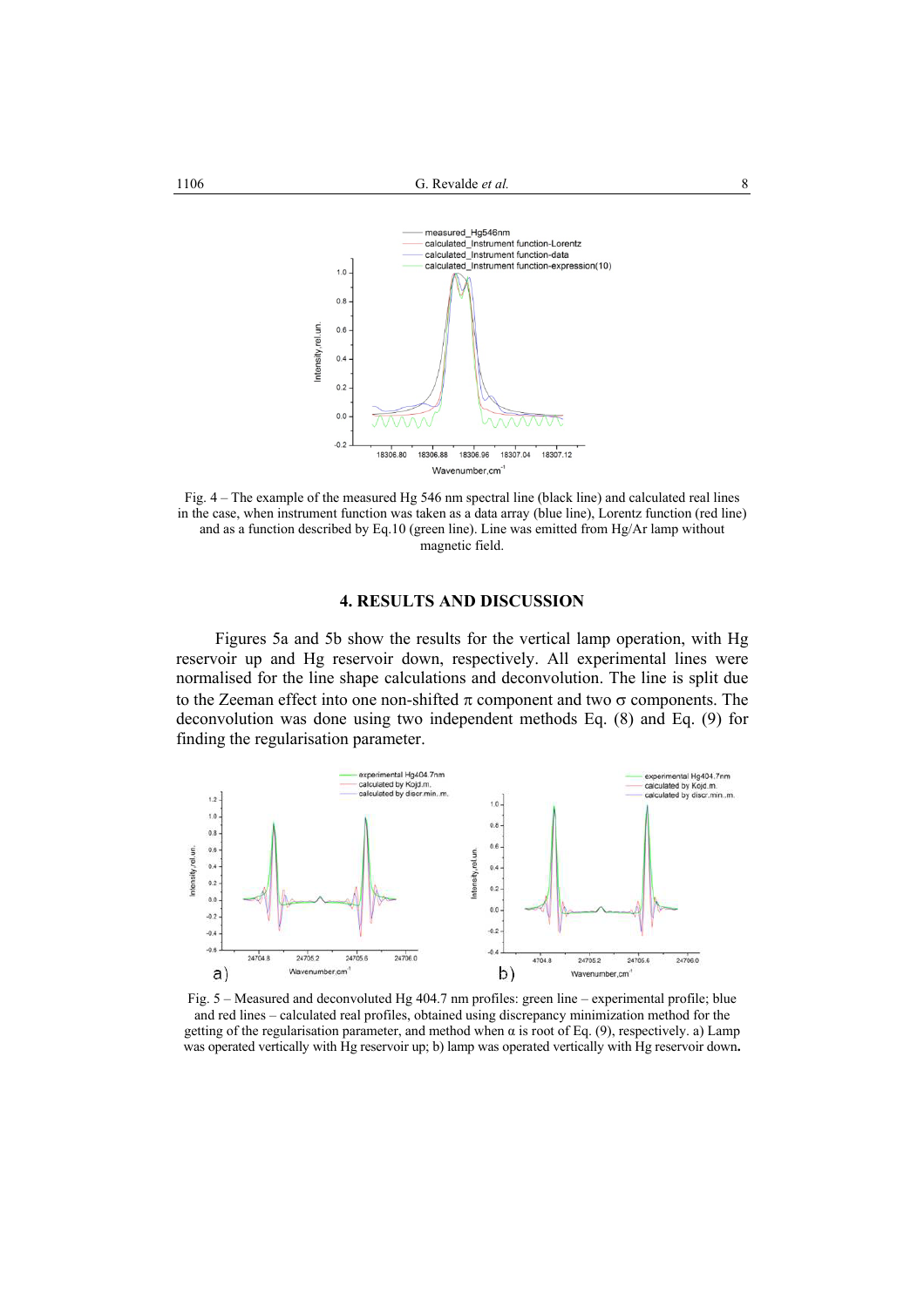measured_Hg546nm
calculated_Instrument function-Lorentz
calculated_Instrument function-data
calculated_Instrument function-expression(10)

Intensity,rel.un.

1.0
0.8
0.6
0.4
0.2
0.0
-0.2

18306.80 18306.88 18306.96 18307.04 18307.12

Wavenumber,cm$^{-1}$

Fig. 4 – The example of the measured Hg 546 nm spectral line (black line) and calculated real lines in the case, when instrument function was taken as a data array (blue line), Lorentz function (red line) and as a function described by Eq.10 (green line). Line was emitted from Hg/Ar lamp without magnetic field.

## 4. RESULTS AND DISCUSSION

Figures 5a and 5b show the results for the vertical lamp operation, with Hg reservoir up and Hg reservoir down, respectively. All experimental lines were normalised for the line shape calculations and deconvolution. The line is split due to the Zeeman effect into one non-shifted $\pi$ component and two $\sigma$ components. The deconvolution was done using two independent methods Eq. (8) and Eq. (9) for finding the regularisation parameter.

experimental Hg404.7nm
calculated by Kojd.m.
calculated by discr.min..m.

Intensity,rel.un.

1.2
1.0
0.8
0.6
0.4
0.2
0.0
-0.2
-0.4
-0.6

24704.8 24705.2 24705.6 24706.0

Wavenumber,cm$^{-1}$

a)

experimental Hg404.7nm
calculated by Kojd.m.
calculated by discr.min..m.

Intensity,rel.un.

1.0
0.8
0.6
0.4
0.2
0.0
-0.2
-0.4

4704.8 24705.2 24705.6 24706.0

Wavenumber,cm$^{-1}$

b)

Fig. 5 – Measured and deconvoluted Hg 404.7 nm profiles: green line – experimental profile; blue and red lines – calculated real profiles, obtained using discrepancy minimization method for the getting of the regularisation parameter, and method when $\alpha$ is root of Eq. (9), respectively. a) Lamp was operated vertically with Hg reservoir up; b) lamp was operated vertically with Hg reservoir down.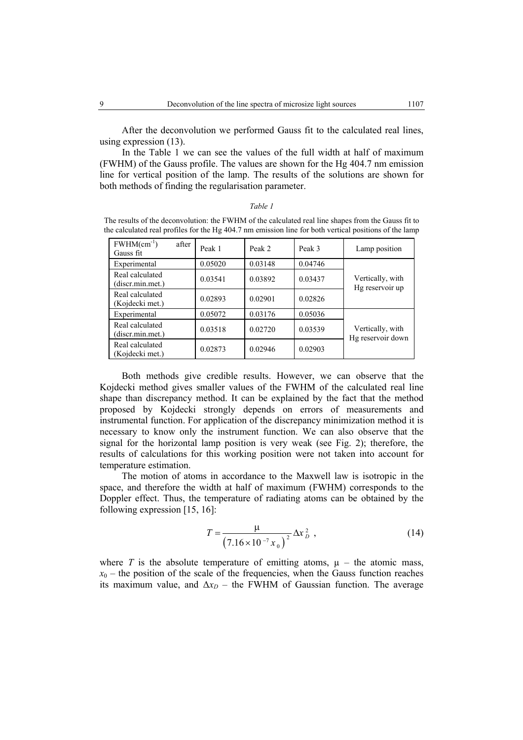After the deconvolution we performed Gauss fit to the calculated real lines, using expression (13).

In the Table 1 we can see the values of the full width at half of maximum (FWHM) of the Gauss profile. The values are shown for the Hg 404.7 nm emission line for vertical position of the lamp. The results of the solutions are shown for both methods of finding the regularisation parameter.

*Table 1*

The results of the deconvolution: the FWHM of the calculated real line shapes from the Gauss fit to the calculated real profiles for the Hg 404.7 nm emission line for both vertical positions of the lamp

| FWHM($cm^{-1}$) after Gauss fit | Peak 1 | Peak 2 | Peak 3 | Lamp position |
|---|---|---|---|---|
| Experimental | 0.05020 | 0.03148 | 0.04746 | Vertically, with Hg reservoir up |
| Real calculated (discr.min.met.) | 0.03541 | 0.03892 | 0.03437 | |
| Real calculated (Kojdecki met.) | 0.02893 | 0.02901 | 0.02826 | |
| Experimental | 0.05072 | 0.03176 | 0.05036 | Vertically, with Hg reservoir down |
| Real calculated (discr.min.met.) | 0.03518 | 0.02720 | 0.03539 | |
| Real calculated (Kojdecki met.) | 0.02873 | 0.02946 | 0.02903 | |

Both methods give credible results. However, we can observe that the Kojdecki method gives smaller values of the FWHM of the calculated real line shape than discrepancy method. It can be explained by the fact that the method proposed by Kojdecki strongly depends on errors of measurements and instrumental function. For application of the discrepancy minimization method it is necessary to know only the instrument function. We can also observe that the signal for the horizontal lamp position is very weak (see Fig. 2); therefore, the results of calculations for this working position were not taken into account for temperature estimation.

The motion of atoms in accordance to the Maxwell law is isotropic in the space, and therefore the width at half of maximum (FWHM) corresponds to the Doppler effect. Thus, the temperature of radiating atoms can be obtained by the following expression [15, 16]:

$$T = \frac{\mu}{\left(7.16 \times 10^{-7} x_0\right)^2} \Delta x_D^2 \, , \tag{14}$$

where $T$ is the absolute temperature of emitting atoms, $\mu$ – the atomic mass, $x_0$ – the position of the scale of the frequencies, when the Gauss function reaches its maximum value, and $\Delta x_D$ – the FWHM of Gaussian function. The average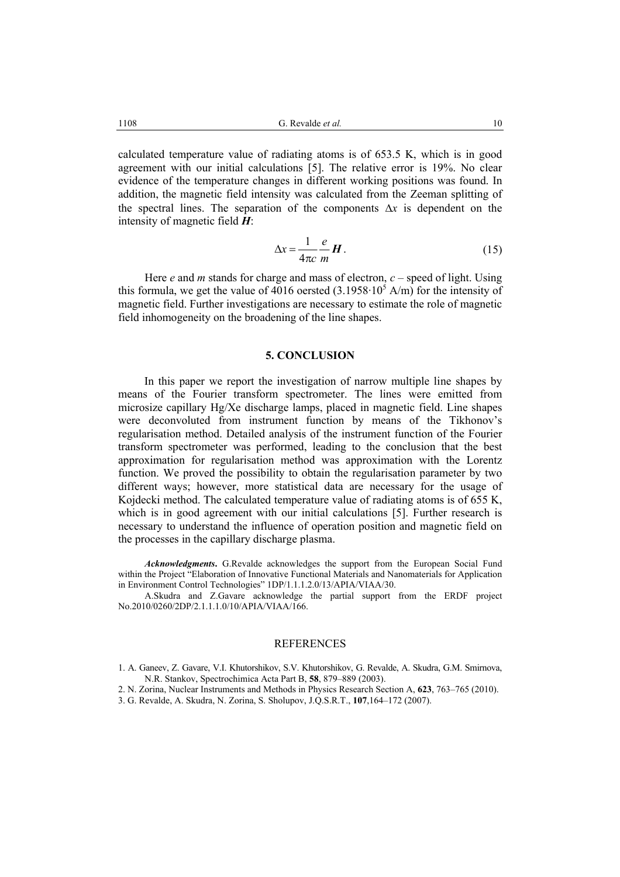calculated temperature value of radiating atoms is of 653.5 K, which is in good agreement with our initial calculations [5]. The relative error is 19%. No clear evidence of the temperature changes in different working positions was found. In addition, the magnetic field intensity was calculated from the Zeeman splitting of the spectral lines. The separation of the components $\Delta x$ is dependent on the intensity of magnetic field $\boldsymbol{H}$:

$$\Delta x = \frac{1}{4\pi c}\frac{e}{m}\boldsymbol{H}. \tag{15}$$

Here $e$ and $m$ stands for charge and mass of electron, $c$ – speed of light. Using this formula, we get the value of 4016 oersted ($3.1958 \cdot 10^5$ A/m) for the intensity of magnetic field. Further investigations are necessary to estimate the role of magnetic field inhomogeneity on the broadening of the line shapes.

## 5. CONCLUSION

In this paper we report the investigation of narrow multiple line shapes by means of the Fourier transform spectrometer. The lines were emitted from microsize capillary Hg/Xe discharge lamps, placed in magnetic field. Line shapes were deconvoluted from instrument function by means of the Tikhonov's regularisation method. Detailed analysis of the instrument function of the Fourier transform spectrometer was performed, leading to the conclusion that the best approximation for regularisation method was approximation with the Lorentz function. We proved the possibility to obtain the regularisation parameter by two different ways; however, more statistical data are necessary for the usage of Kojdecki method. The calculated temperature value of radiating atoms is of 655 K, which is in good agreement with our initial calculations [5]. Further research is necessary to understand the influence of operation position and magnetic field on the processes in the capillary discharge plasma.

***Acknowledgments***. G.Revalde acknowledges the support from the European Social Fund within the Project "Elaboration of Innovative Functional Materials and Nanomaterials for Application in Environment Control Technologies" 1DP/1.1.1.2.0/13/APIA/VIAA/30.

A.Skudra and Z.Gavare acknowledge the partial support from the ERDF project No.2010/0260/2DP/2.1.1.1.0/10/APIA/VIAA/166.

## REFERENCES

1. A. Ganeev, Z. Gavare, V.I. Khutorshikov, S.V. Khutorshikov, G. Revalde, A. Skudra, G.M. Smirnova, N.R. Stankov, Spectrochimica Acta Part B, **58**, 879–889 (2003).
2. N. Zorina, Nuclear Instruments and Methods in Physics Research Section A, **623**, 763–765 (2010).
3. G. Revalde, A. Skudra, N. Zorina, S. Sholupov, J.Q.S.R.T., **107**,164–172 (2007).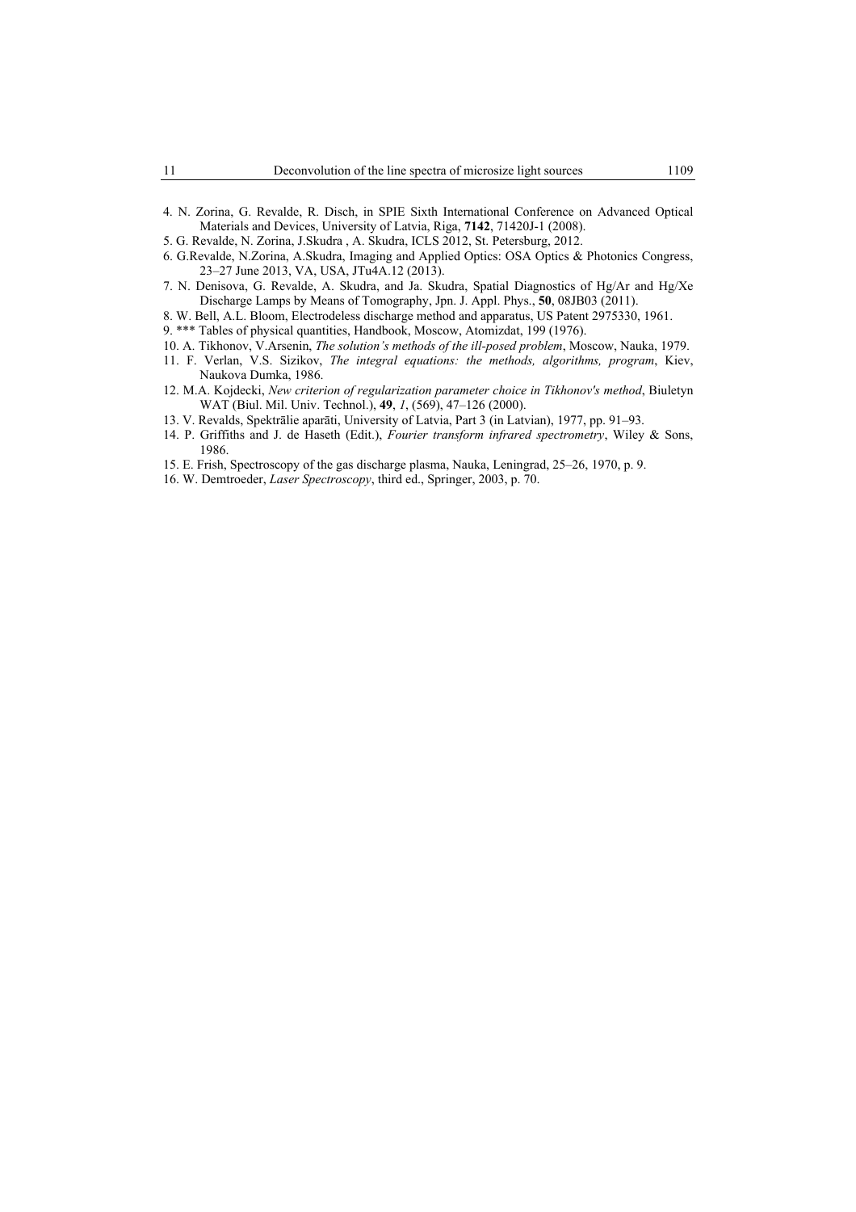4. N. Zorina, G. Revalde, R. Disch, in SPIE Sixth International Conference on Advanced Optical Materials and Devices, University of Latvia, Riga, **7142**, 71420J-1 (2008).
5. G. Revalde, N. Zorina, J.Skudra , A. Skudra, ICLS 2012, St. Petersburg, 2012.
6. G.Revalde, N.Zorina, A.Skudra, Imaging and Applied Optics: OSA Optics & Photonics Congress, 23–27 June 2013, VA, USA, JTu4A.12 (2013).
7. N. Denisova, G. Revalde, A. Skudra, and Ja. Skudra, Spatial Diagnostics of Hg/Ar and Hg/Xe Discharge Lamps by Means of Tomography, Jpn. J. Appl. Phys., **50**, 08JB03 (2011).
8. W. Bell, A.L. Bloom, Electrodeless discharge method and apparatus, US Patent 2975330, 1961.
9. *** Tables of physical quantities, Handbook, Moscow, Atomizdat, 199 (1976).
10. A. Tikhonov, V.Arsenin, *The solution's methods of the ill-posed problem*, Moscow, Nauka, 1979.
11. F. Verlan, V.S. Sizikov, *The integral equations: the methods, algorithms, program*, Kiev, Naukova Dumka, 1986.
12. M.A. Kojdecki, *New criterion of regularization parameter choice in Tikhonov's method*, Biuletyn WAT (Biul. Mil. Univ. Technol.), **49**, *1*, (569), 47–126 (2000).
13. V. Revalds, Spektrālie aparāti, University of Latvia, Part 3 (in Latvian), 1977, pp. 91–93.
14. P. Griffiths and J. de Haseth (Edit.), *Fourier transform infrared spectrometry*, Wiley & Sons, 1986.
15. E. Frish, Spectroscopy of the gas discharge plasma, Nauka, Leningrad, 25–26, 1970, p. 9.
16. W. Demtroeder, *Laser Spectroscopy*, third ed., Springer, 2003, p. 70.